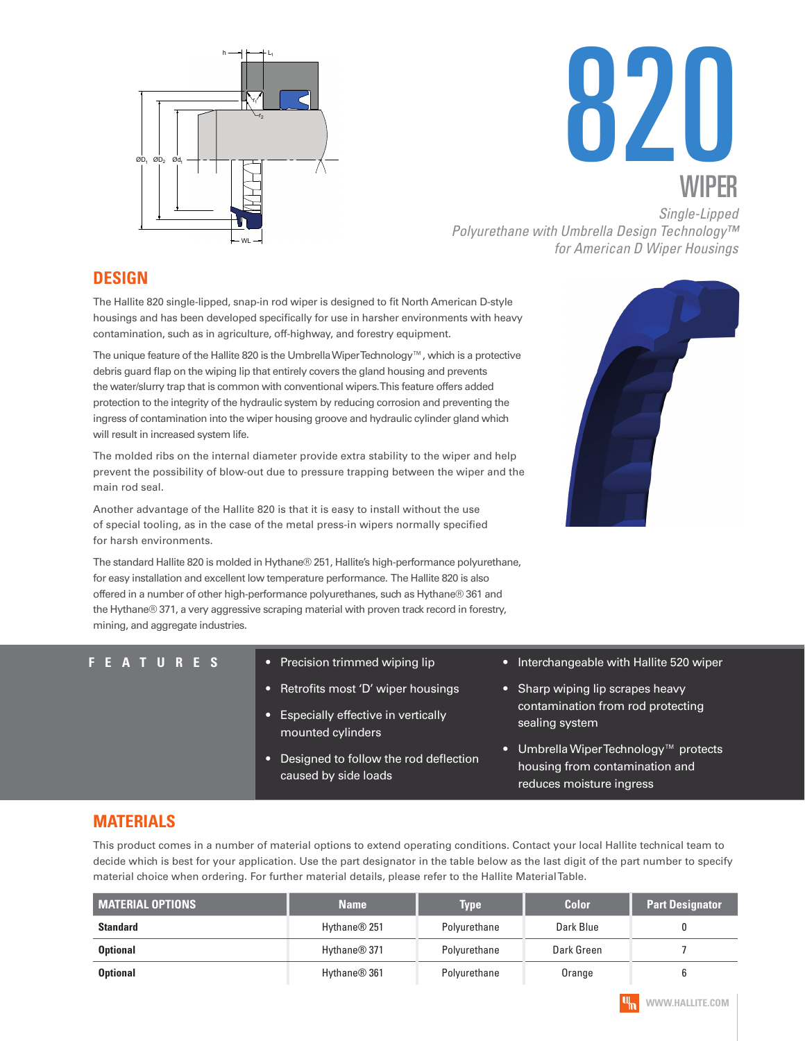# 820

## WIPER

*Single-Lipped*
*Polyurethane with Umbrella Design Technology™*
*for American D Wiper Housings*

## DESIGN

The Hallite 820 single-lipped, snap-in rod wiper is designed to fit North American D-style housings and has been developed specifically for use in harsher environments with heavy contamination, such as in agriculture, off-highway, and forestry equipment.

The unique feature of the Hallite 820 is the Umbrella Wiper Technology™, which is a protective debris guard flap on the wiping lip that entirely covers the gland housing and prevents the water/slurry trap that is common with conventional wipers. This feature offers added protection to the integrity of the hydraulic system by reducing corrosion and preventing the ingress of contamination into the wiper housing groove and hydraulic cylinder gland which will result in increased system life.

The molded ribs on the internal diameter provide extra stability to the wiper and help prevent the possibility of blow-out due to pressure trapping between the wiper and the main rod seal.

Another advantage of the Hallite 820 is that it is easy to install without the use of special tooling, as in the case of the metal press-in wipers normally specified for harsh environments.

The standard Hallite 820 is molded in Hythane® 251, Hallite's high-performance polyurethane, for easy installation and excellent low temperature performance. The Hallite 820 is also offered in a number of other high-performance polyurethanes, such as Hythane® 361 and the Hythane® 371, a very aggressive scraping material with proven track record in forestry, mining, and aggregate industries.

## FEATURES

- Precision trimmed wiping lip
- Retrofits most 'D' wiper housings
- Especially effective in vertically mounted cylinders
- Designed to follow the rod deflection caused by side loads
- Interchangeable with Hallite 520 wiper
- Sharp wiping lip scrapes heavy contamination from rod protecting sealing system
- Umbrella Wiper Technology™ protects housing from contamination and reduces moisture ingress

## MATERIALS

This product comes in a number of material options to extend operating conditions. Contact your local Hallite technical team to decide which is best for your application. Use the part designator in the table below as the last digit of the part number to specify material choice when ordering. For further material details, please refer to the Hallite Material Table.

| MATERIAL OPTIONS | Name | Type | Color | Part Designator |
|---|---|---|---|---|
| **Standard** | Hythane® 251 | Polyurethane | Dark Blue | 0 |
| **Optional** | Hythane® 371 | Polyurethane | Dark Green | 7 |
| **Optional** | Hythane® 361 | Polyurethane | Orange | 6 |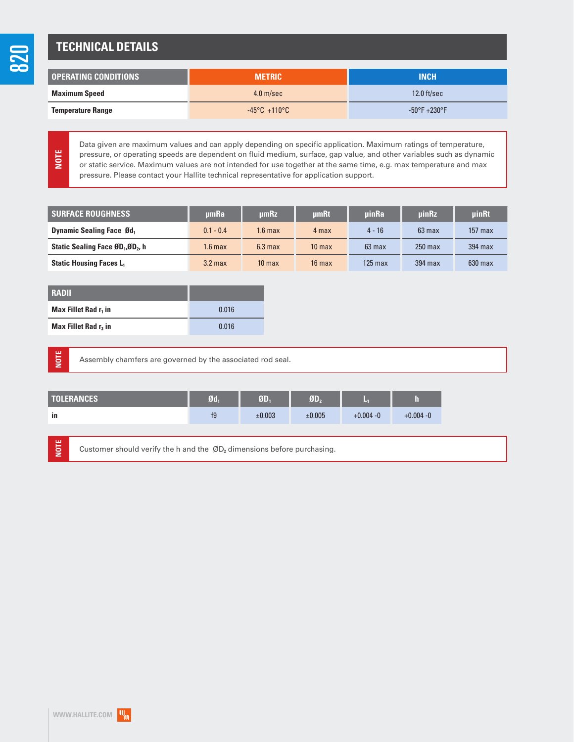## TECHNICAL DETAILS

| OPERATING CONDITIONS | METRIC | INCH |
|---|---|---|
| **Maximum Speed** | 4.0 m/sec | 12.0 ft/sec |
| **Temperature Range** | -45°C +110°C | -50°F +230°F |

**NOTE**

Data given are maximum values and can apply depending on specific application. Maximum ratings of temperature, pressure, or operating speeds are dependent on fluid medium, surface, gap value, and other variables such as dynamic or static service. Maximum values are not intended for use together at the same time, e.g. max temperature and max pressure. Please contact your Hallite technical representative for application support.

| SURFACE ROUGHNESS | µmRa | µmRz | µmRt | µinRa | µinRz | µinRt |
|---|---|---|---|---|---|---|
| **Dynamic Sealing Face Ød$_1$** | 0.1 - 0.4 | 1.6 max | 4 max | 4 - 16 | 63 max | 157 max |
| **Static Sealing Face ØD$_1$,ØD$_2$, h** | 1.6 max | 6.3 max | 10 max | 63 max | 250 max | 394 max |
| **Static Housing Faces L$_1$** | 3.2 max | 10 max | 16 max | 125 max | 394 max | 630 max |

| RADII | |
|---|---|
| **Max Fillet Rad r$_1$ in** | 0.016 |
| **Max Fillet Rad r$_2$ in** | 0.016 |

**NOTE**

Assembly chamfers are governed by the associated rod seal.

| TOLERANCES | Ød$_1$ | ØD$_1$ | ØD$_2$ | L$_1$ | h |
|---|---|---|---|---|---|
| **in** | f9 | ±0.003 | ±0.005 | +0.004 -0 | +0.004 -0 |

**NOTE**

Customer should verify the h and the ØD$_2$ dimensions before purchasing.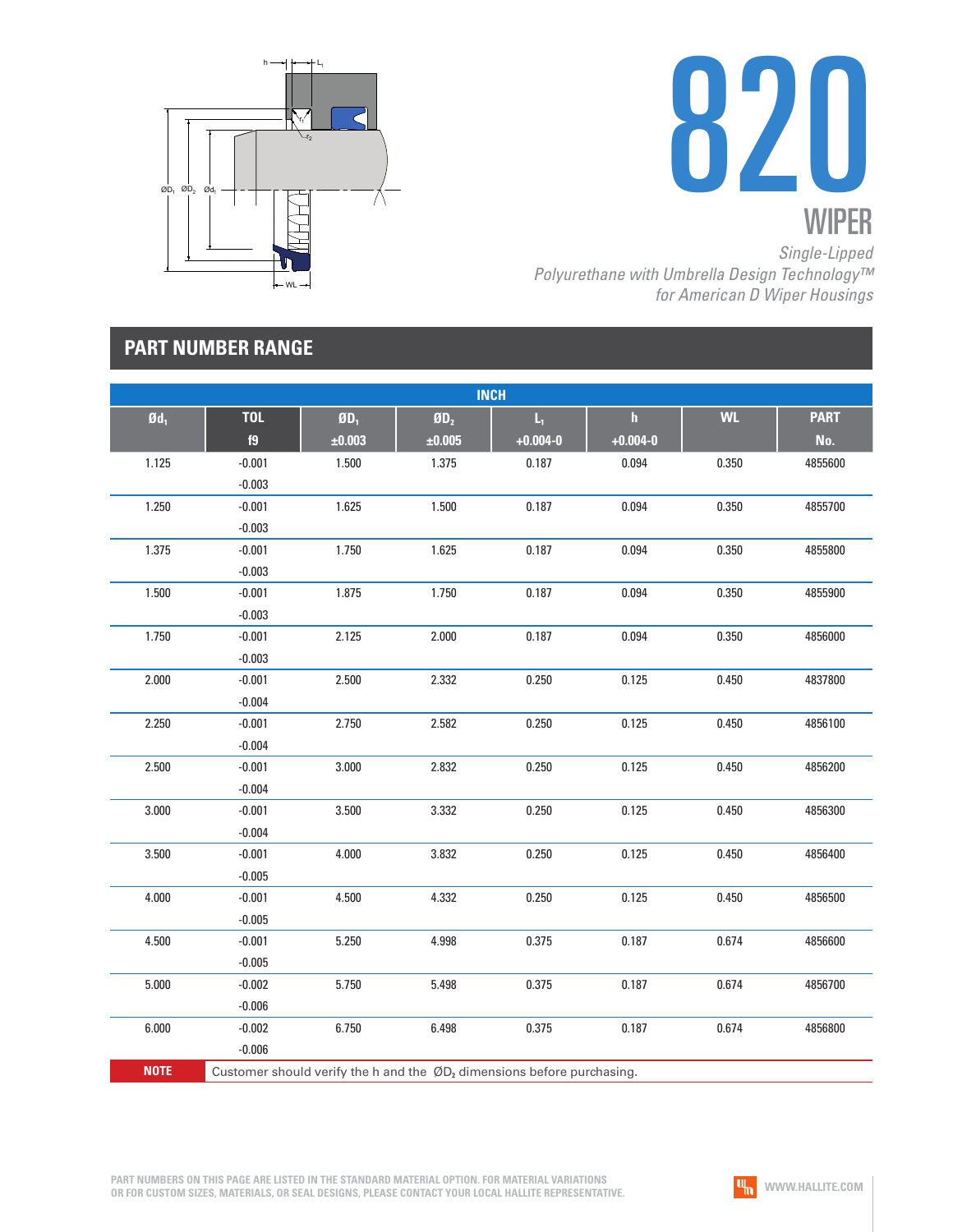# 820

## WIPER

*Single-Lipped*
*Polyurethane with Umbrella Design Technology™*
*for American D Wiper Housings*

## PART NUMBER RANGE

| INCH | | | | | | | |
|---|---|---|---|---|---|---|---|
| $Ød_1$ | TOL f9 | $ØD_1$ ±0.003 | $ØD_2$ ±0.005 | $L_1$ +0.004-0 | h +0.004-0 | WL | PART No. |
| 1.125 | -0.001 -0.003 | 1.500 | 1.375 | 0.187 | 0.094 | 0.350 | 4855600 |
| 1.250 | -0.001 -0.003 | 1.625 | 1.500 | 0.187 | 0.094 | 0.350 | 4855700 |
| 1.375 | -0.001 -0.003 | 1.750 | 1.625 | 0.187 | 0.094 | 0.350 | 4855800 |
| 1.500 | -0.001 -0.003 | 1.875 | 1.750 | 0.187 | 0.094 | 0.350 | 4855900 |
| 1.750 | -0.001 -0.003 | 2.125 | 2.000 | 0.187 | 0.094 | 0.350 | 4856000 |
| 2.000 | -0.001 -0.004 | 2.500 | 2.332 | 0.250 | 0.125 | 0.450 | 4837800 |
| 2.250 | -0.001 -0.004 | 2.750 | 2.582 | 0.250 | 0.125 | 0.450 | 4856100 |
| 2.500 | -0.001 -0.004 | 3.000 | 2.832 | 0.250 | 0.125 | 0.450 | 4856200 |
| 3.000 | -0.001 -0.004 | 3.500 | 3.332 | 0.250 | 0.125 | 0.450 | 4856300 |
| 3.500 | -0.001 -0.005 | 4.000 | 3.832 | 0.250 | 0.125 | 0.450 | 4856400 |
| 4.000 | -0.001 -0.005 | 4.500 | 4.332 | 0.250 | 0.125 | 0.450 | 4856500 |
| 4.500 | -0.001 -0.005 | 5.250 | 4.998 | 0.375 | 0.187 | 0.674 | 4856600 |
| 5.000 | -0.002 -0.006 | 5.750 | 5.498 | 0.375 | 0.187 | 0.674 | 4856700 |
| 6.000 | -0.002 -0.006 | 6.750 | 6.498 | 0.375 | 0.187 | 0.674 | 4856800 |

**NOTE** Customer should verify the h and the $ØD_2$ dimensions before purchasing.

PART NUMBERS ON THIS PAGE ARE LISTED IN THE STANDARD MATERIAL OPTION. FOR MATERIAL VARIATIONS OR FOR CUSTOM SIZES, MATERIALS, OR SEAL DESIGNS, PLEASE CONTACT YOUR LOCAL HALLITE REPRESENTATIVE.

WWW.HALLITE.COM